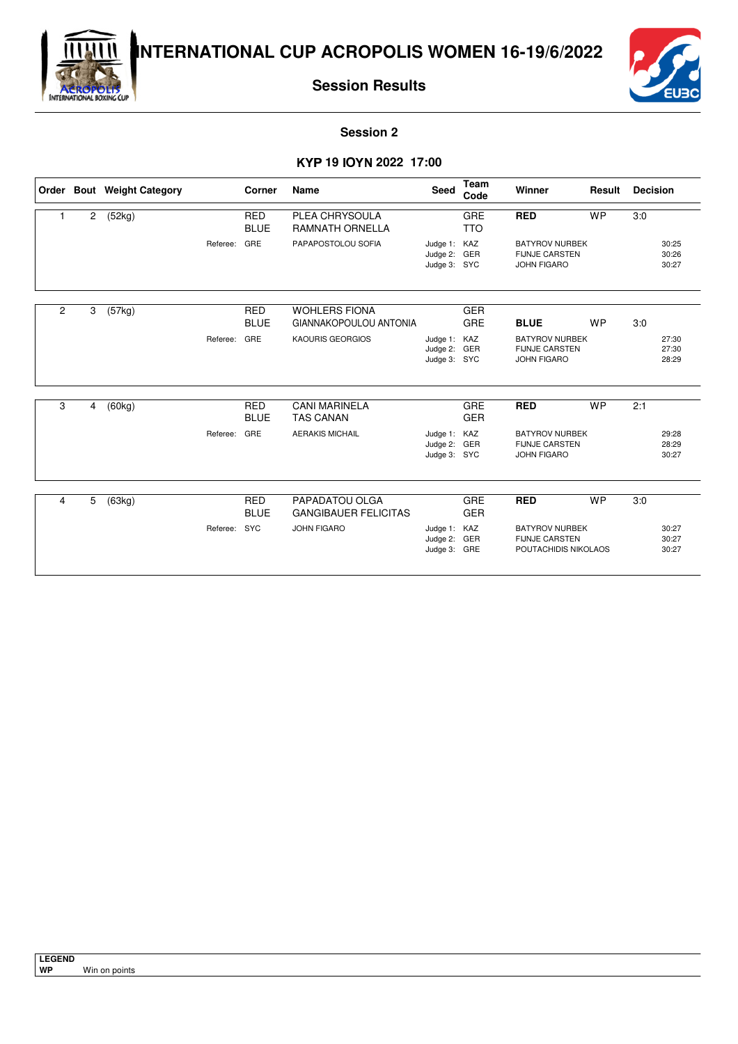# INTERNATIONAL CUP ACROPOLIS WOMEN 16-19/6/2022

## Session Results

### Session 2

**ΚΥΡ 19 ΙΟΥΝ 2022 17:00**

| Order | Bout | Weight Category | Corner | Name | Seed | Team Code | Winner | Result | Decision |
|---|---|---|---|---|---|---|---|---|---|
| 1 | 2 | (52kg) | RED | PLEA CHRYSOULA | | GRE | **RED** | WP | 3:0 |
| | | | BLUE | RAMNATH ORNELLA | | TTO | | | |
| | | Referee: | GRE | PAPAPOSTOLOU SOFIA | Judge 1: | KAZ | BATYROV NURBEK | | 30:25 |
| | | | | | Judge 2: | GER | FIJNJE CARSTEN | | 30:26 |
| | | | | | Judge 3: | SYC | JOHN FIGARO | | 30:27 |
| 2 | 3 | (57kg) | RED | WOHLERS FIONA | | GER | | | |
| | | | BLUE | GIANNAKOPOULOU ANTONIA | | GRE | **BLUE** | WP | 3:0 |
| | | Referee: | GRE | KAOURIS GEORGIOS | Judge 1: | KAZ | BATYROV NURBEK | | 27:30 |
| | | | | | Judge 2: | GER | FIJNJE CARSTEN | | 27:30 |
| | | | | | Judge 3: | SYC | JOHN FIGARO | | 28:29 |
| 3 | 4 | (60kg) | RED | CANI MARINELA | | GRE | **RED** | WP | 2:1 |
| | | | BLUE | TAS CANAN | | GER | | | |
| | | Referee: | GRE | AERAKIS MICHAIL | Judge 1: | KAZ | BATYROV NURBEK | | 29:28 |
| | | | | | Judge 2: | GER | FIJNJE CARSTEN | | 28:29 |
| | | | | | Judge 3: | SYC | JOHN FIGARO | | 30:27 |
| 4 | 5 | (63kg) | RED | PAPADATOU OLGA | | GRE | **RED** | WP | 3:0 |
| | | | BLUE | GANGIBAUER FELICITAS | | GER | | | |
| | | Referee: | SYC | JOHN FIGARO | Judge 1: | KAZ | BATYROV NURBEK | | 30:27 |
| | | | | | Judge 2: | GER | FIJNJE CARSTEN | | 30:27 |
| | | | | | Judge 3: | GRE | POUTACHIDIS NIKOLAOS | | 30:27 |

**LEGEND**
**WP** Win on points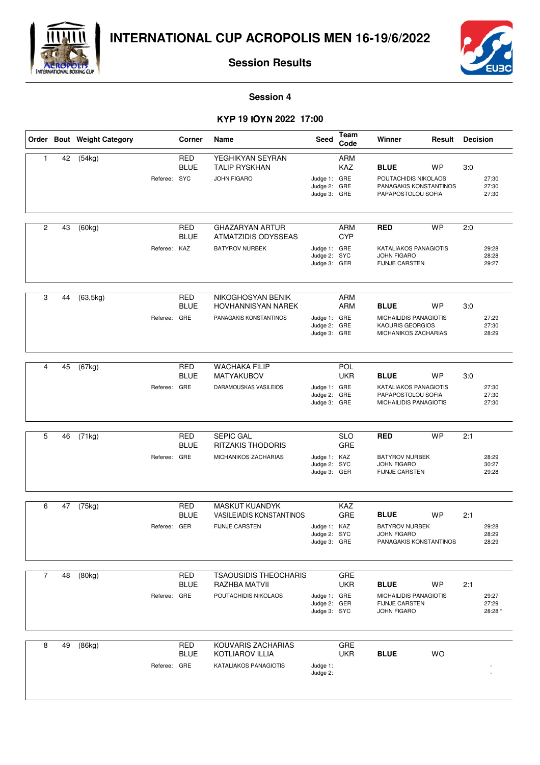# INTERNATIONAL CUP ACROPOLIS MEN 16-19/6/2022

## Session Results

### Session 4

**ΚΥΡ 19 ΙΟΥΝ 2022 17:00**

| Order | Bout | Weight Category | Corner | Name | Seed | Team Code | Winner | Result | Decision |
|---|---|---|---|---|---|---|---|---|---|
| 1 | 42 | (54kg) | RED | YEGHIKYAN SEYRAN | | ARM | | | |
| | | | BLUE | TALIP RYSKHAN | | KAZ | **BLUE** | WP | 3:0 |
| | | Referee: | SYC | JOHN FIGARO | Judge 1: | GRE | POUTACHIDIS NIKOLAOS | | 27:30 |
| | | | | | Judge 2: | GRE | PANAGAKIS KONSTANTINOS | | 27:30 |
| | | | | | Judge 3: | GRE | PAPAPOSTOLOU SOFIA | | 27:30 |
| 2 | 43 | (60kg) | RED | GHAZARYAN ARTUR | | ARM | **RED** | WP | 2:0 |
| | | | BLUE | ATMATZIDIS ODYSSEAS | | CYP | | | |
| | | Referee: | KAZ | BATYROV NURBEK | Judge 1: | GRE | KATALIAKOS PANAGIOTIS | | 29:28 |
| | | | | | Judge 2: | SYC | JOHN FIGARO | | 28:28 |
| | | | | | Judge 3: | GER | FIJNJE CARSTEN | | 29:27 |
| 3 | 44 | (63,5kg) | RED | NIKOGHOSYAN BENIK | | ARM | | | |
| | | | BLUE | HOVHANNISYAN NAREK | | ARM | **BLUE** | WP | 3:0 |
| | | Referee: | GRE | PANAGAKIS KONSTANTINOS | Judge 1: | GRE | MICHAILIDIS PANAGIOTIS | | 27:29 |
| | | | | | Judge 2: | GRE | KAOURIS GEORGIOS | | 27:30 |
| | | | | | Judge 3: | GRE | MICHANIKOS ZACHARIAS | | 28:29 |
| 4 | 45 | (67kg) | RED | WACHAKA FILIP | | POL | | | |
| | | | BLUE | MATYAKUBOV | | UKR | **BLUE** | WP | 3:0 |
| | | Referee: | GRE | DARAMOUSKAS VASILEIOS | Judge 1: | GRE | KATALIAKOS PANAGIOTIS | | 27:30 |
| | | | | | Judge 2: | GRE | PAPAPOSTOLOU SOFIA | | 27:30 |
| | | | | | Judge 3: | GRE | MICHAILIDIS PANAGIOTIS | | 27:30 |
| 5 | 46 | (71kg) | RED | SEPIC GAL | | SLO | **RED** | WP | 2:1 |
| | | | BLUE | RITZAKIS THODORIS | | GRE | | | |
| | | Referee: | GRE | MICHANIKOS ZACHARIAS | Judge 1: | KAZ | BATYROV NURBEK | | 28:29 |
| | | | | | Judge 2: | SYC | JOHN FIGARO | | 30:27 |
| | | | | | Judge 3: | GER | FIJNJE CARSTEN | | 29:28 |
| 6 | 47 | (75kg) | RED | MASKUT KUANDYK | | KAZ | | | |
| | | | BLUE | VASILEIADIS KONSTANTINOS | | GRE | **BLUE** | WP | 2:1 |
| | | Referee: | GER | FIJNJE CARSTEN | Judge 1: | KAZ | BATYROV NURBEK | | 29:28 |
| | | | | | Judge 2: | SYC | JOHN FIGARO | | 28:29 |
| | | | | | Judge 3: | GRE | PANAGAKIS KONSTANTINOS | | 28:29 |
| 7 | 48 | (80kg) | RED | TSAOUSIDIS THEOCHARIS | | GRE | | | |
| | | | BLUE | RAZHBA MATVII | | UKR | **BLUE** | WP | 2:1 |
| | | Referee: | GRE | POUTACHIDIS NIKOLAOS | Judge 1: | GRE | MICHAILIDIS PANAGIOTIS | | 29:27 |
| | | | | | Judge 2: | GER | FIJNJE CARSTEN | | 27:29 |
| | | | | | Judge 3: | SYC | JOHN FIGARO | | 28:28 * |
| 8 | 49 | (86kg) | RED | KOUVARIS ZACHARIAS | | GRE | | | |
| | | | BLUE | KOTLIAROV ILLIA | | UKR | **BLUE** | WO | |
| | | Referee: | GRE | KATALIAKOS PANAGIOTIS | Judge 1: | | | | - |
| | | | | | Judge 2: | | | | - |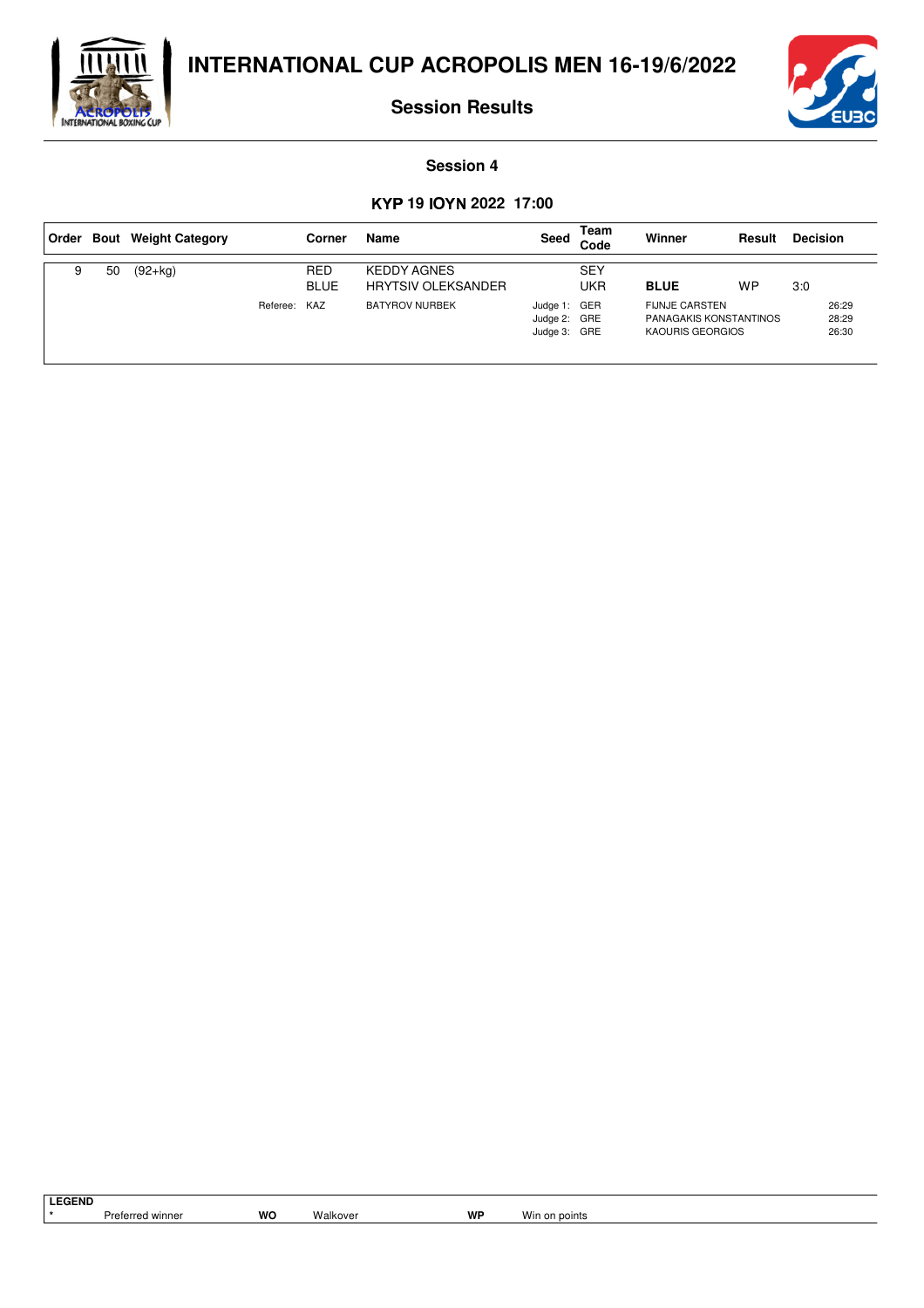# INTERNATIONAL CUP ACROPOLIS MEN 16-19/6/2022

## Session Results

### Session 4

**ΚΥΡ 19 ΙΟΥΝ 2022 17:00**

| Order | Bout | Weight Category | | Corner | Name | Seed | Team Code | Winner | Result | Decision |
|---|---|---|---|---|---|---|---|---|---|---|
| 9 | 50 | (92+kg) | | RED | KEDDY AGNES | | SEY | | | |
| | | | | BLUE | HRYTSIV OLEKSANDER | | UKR | **BLUE** | WP | 3:0 |
| | | | Referee: | KAZ | BATYROV NURBEK | Judge 1: | GER | FIJNJE CARSTEN | | 26:29 |
| | | | | | | Judge 2: | GRE | PANAGAKIS KONSTANTINOS | | 28:29 |
| | | | | | | Judge 3: | GRE | KAOURIS GEORGIOS | | 26:30 |

**LEGEND**

| | | | | | |
|---|---|---|---|---|---|
| * | Preferred winner | WO | Walkover | WP | Win on points |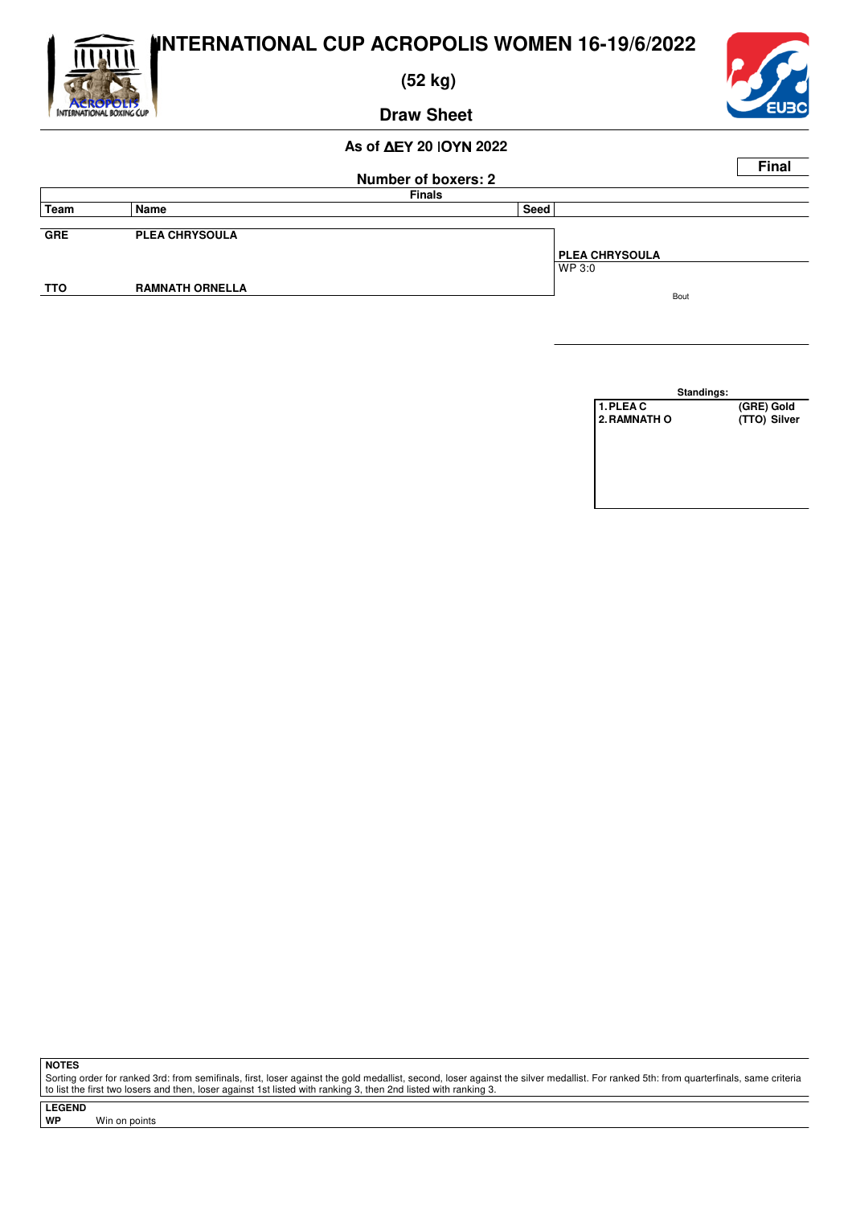# INTERNATIONAL CUP ACROPOLIS WOMEN 16-19/6/2022

## (52 kg)

## Draw Sheet

### As of ΔΕΥ 20 ΙΟΥΝ 2022

**Final**

**Number of boxers: 2**

**Finals**

| Team | Name | Seed | |
|---|---|---|---|
| GRE | PLEA CHRYSOULA | | PLEA CHRYSOULA<br>WP 3:0 |
| TTO | RAMNATH ORNELLA | | Bout |

**Standings:**

| | |
|---|---|
| 1. PLEA C | (GRE) Gold |
| 2. RAMNATH O | (TTO) Silver |

**NOTES**

Sorting order for ranked 3rd: from semifinals, first, loser against the gold medallist, second, loser against the silver medallist. For ranked 5th: from quarterfinals, same criteria to list the first two losers and then, loser against 1st listed with ranking 3, then 2nd listed with ranking 3.

**LEGEND**

**WP** Win on points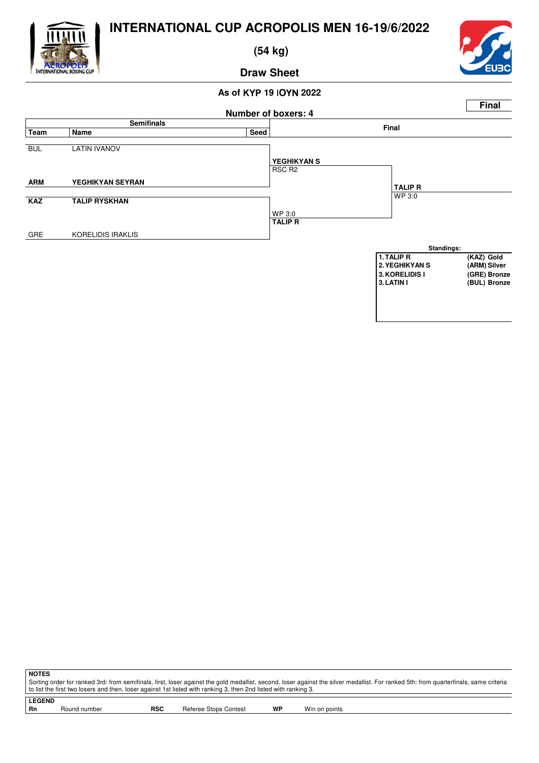# INTERNATIONAL CUP ACROPOLIS MEN 16-19/6/2022

## (54 kg)

## Draw Sheet

**As of KYP 19 IOYN 2022**

**Final**

**Number of boxers: 4**

| Team | Name | Seed | Semifinals | Final |
|---|---|---|---|---|
| BUL | LATIN IVANOV | | | |
| | | | **YEGHIKYAN S** RSC R2 | |
| **ARM** | **YEGHIKYAN SEYRAN** | | | |
| | | | | **TALIP R** WP 3:0 |
| **KAZ** | **TALIP RYSKHAN** | | | |
| | | | WP 3:0 **TALIP R** | |
| GRE | KORELIDIS IRAKLIS | | | |

**Standings:**

| | |
|---|---|
| **1. TALIP R** | **(KAZ) Gold** |
| **2. YEGHIKYAN S** | **(ARM) Silver** |
| **3. KORELIDIS I** | **(GRE) Bronze** |
| **3. LATIN I** | **(BUL) Bronze** |

**NOTES**

Sorting order for ranked 3rd: from semifinals, first, loser against the gold medallist, second, loser against the silver medallist. For ranked 5th: from quarterfinals, same criteria to list the first two losers and then, loser against 1st listed with ranking 3, then 2nd listed with ranking 3.

**LEGEND**

| | | | | | |
|---|---|---|---|---|---|
| **Rn** | Round number | **RSC** | Referee Stops Contest | **WP** | Win on points |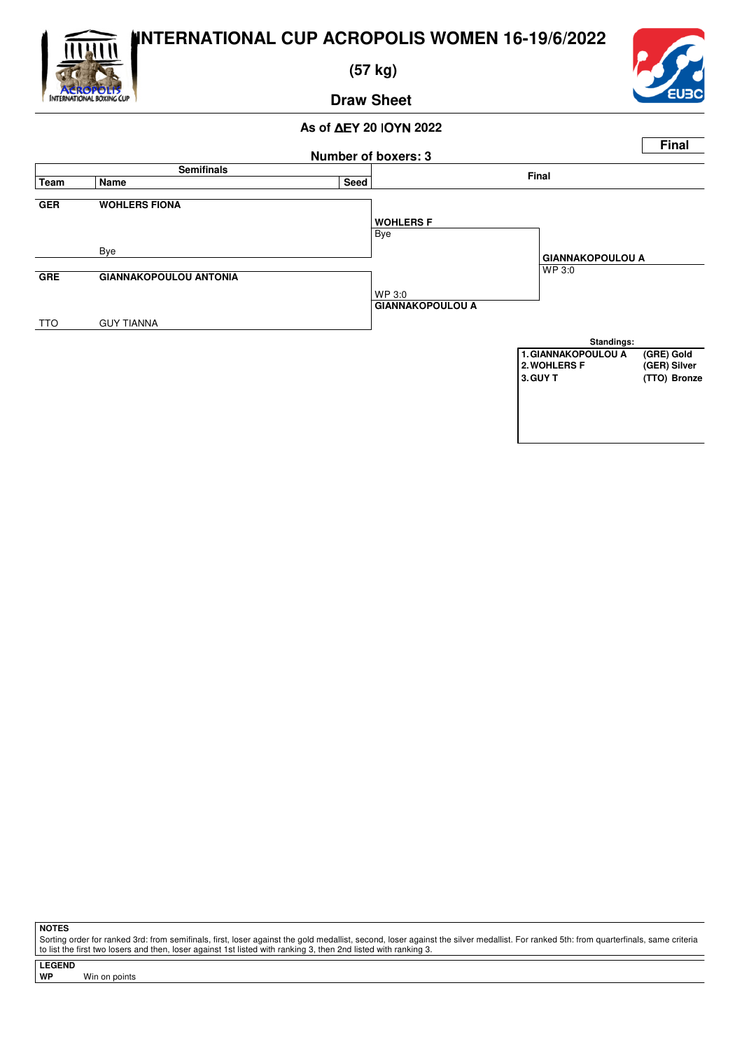# INTERNATIONAL CUP ACROPOLIS WOMEN 16-19/6/2022

## (57 kg)

### Draw Sheet

As of ΔΕΥ 20 ΙΟΥΝ 2022

**Final**

Number of boxers: 3

| Semifinals | | | Final | |
|---|---|---|---|---|
| **Team** | **Name** | **Seed** | | |
| **GER** | **WOHLERS FIONA** | | **WOHLERS F** | |
| | Bye | | Bye | **GIANNAKOPOULOU A** |
| **GRE** | **GIANNAKOPOULOU ANTONIA** | | WP 3:0 | WP 3:0 |
| TTO | GUY TIANNA | | **GIANNAKOPOULOU A** | |

**Standings:**

| | | |
|---|---|---|
| 1. | GIANNAKOPOULOU A | (GRE) Gold |
| 2. | WOHLERS F | (GER) Silver |
| 3. | GUY T | (TTO) Bronze |

**NOTES**

Sorting order for ranked 3rd: from semifinals, first, loser against the gold medallist, second, loser against the silver medallist. For ranked 5th: from quarterfinals, same criteria to list the first two losers and then, loser against 1st listed with ranking 3, then 2nd listed with ranking 3.

**LEGEND**

**WP** Win on points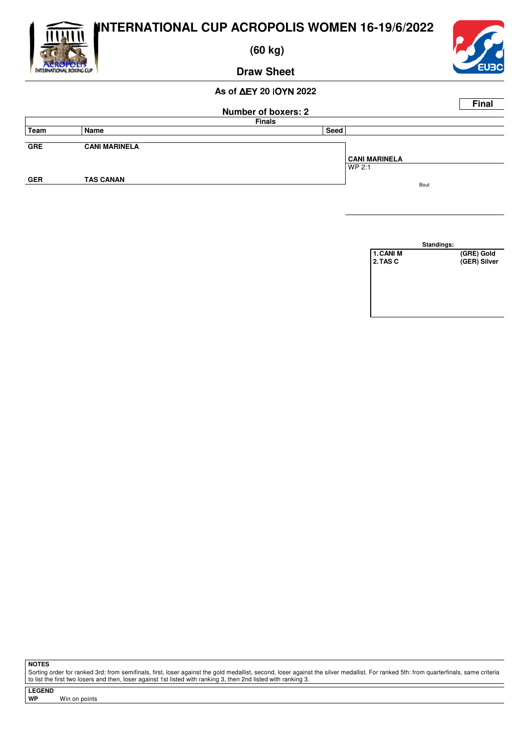# INTERNATIONAL CUP ACROPOLIS WOMEN 16-19/6/2022

## (60 kg)

## Draw Sheet

**As of ΔΕΥ 20 ΙΟΥΝ 2022**

**Final**

**Number of boxers: 2**

**Finals**

| Team | Name | Seed | |
|---|---|---|---|
| GRE | CANI MARINELA | | **CANI MARINELA** WP 2:1 |
| GER | TAS CANAN | | |

Bout

**Standings:**

| | |
|---|---|
| 1. CANI M | (GRE) Gold |
| 2. TAS C | (GER) Silver |

**NOTES**

Sorting order for ranked 3rd: from semifinals, first, loser against the gold medallist, second, loser against the silver medallist. For ranked 5th: from quarterfinals, same criteria to list the first two losers and then, loser against 1st listed with ranking 3, then 2nd listed with ranking 3.

**LEGEND**

**WP** Win on points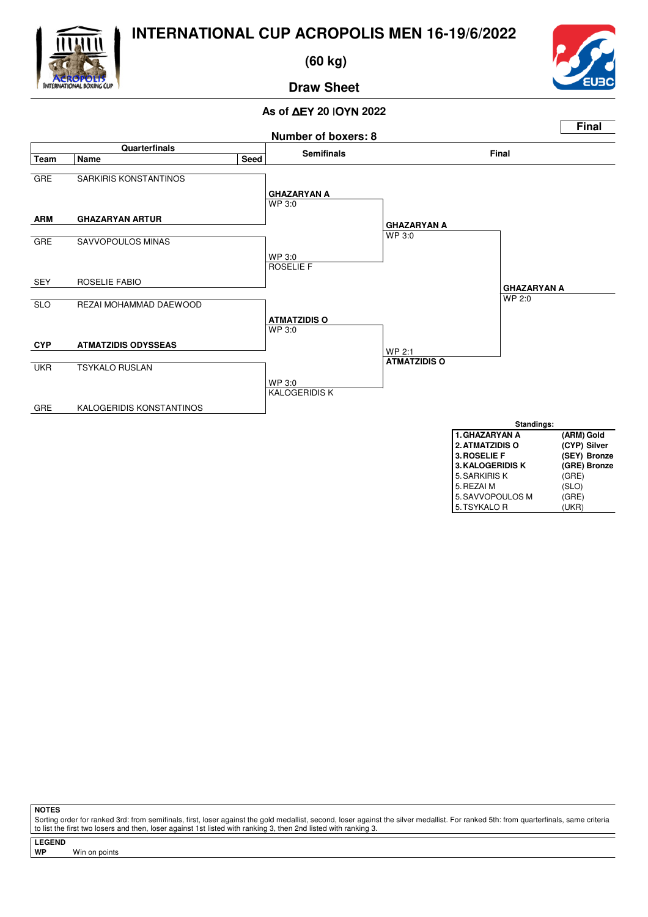# INTERNATIONAL CUP ACROPOLIS MEN 16-19/6/2022

## (60 kg)

## Draw Sheet

**As of ΔΕΥ 20 ΙΟΥΝ 2022**

**Final**

**Number of boxers: 8**

### Quarterfinals

| Team | Name | Seed |
|---|---|---|
| GRE | SARKIRIS KONSTANTINOS | |
| **ARM** | **GHAZARYAN ARTUR** | |
| GRE | SAVVOPOULOS MINAS | |
| SEY | ROSELIE FABIO | |
| SLO | REZAI MOHAMMAD DAEWOOD | |
| **CYP** | **ATMATZIDIS ODYSSEAS** | |
| UKR | TSYKALO RUSLAN | |
| GRE | KALOGERIDIS KONSTANTINOS | |

### Semifinals

- **GHAZARYAN A** WP 3:0
- WP 3:0 ROSELIE F
- **ATMATZIDIS O** WP 3:0
- WP 3:0 KALOGERIDIS K

### Final

- **GHAZARYAN A** WP 3:0
- WP 2:1 **ATMATZIDIS O**

**GHAZARYAN A** WP 2:0

**Standings:**

| | |
|---|---|
| **1. GHAZARYAN A** | **(ARM) Gold** |
| **2. ATMATZIDIS O** | **(CYP) Silver** |
| **3. ROSELIE F** | **(SEY) Bronze** |
| **3. KALOGERIDIS K** | **(GRE) Bronze** |
| 5. SARKIRIS K | (GRE) |
| 5. REZAI M | (SLO) |
| 5. SAVVOPOULOS M | (GRE) |
| 5. TSYKALO R | (UKR) |

**NOTES**

Sorting order for ranked 3rd: from semifinals, first, loser against the gold medallist, second, loser against the silver medallist. For ranked 5th: from quarterfinals, same criteria to list the first two losers and then, loser against 1st listed with ranking 3, then 2nd listed with ranking 3.

**LEGEND**

**WP** Win on points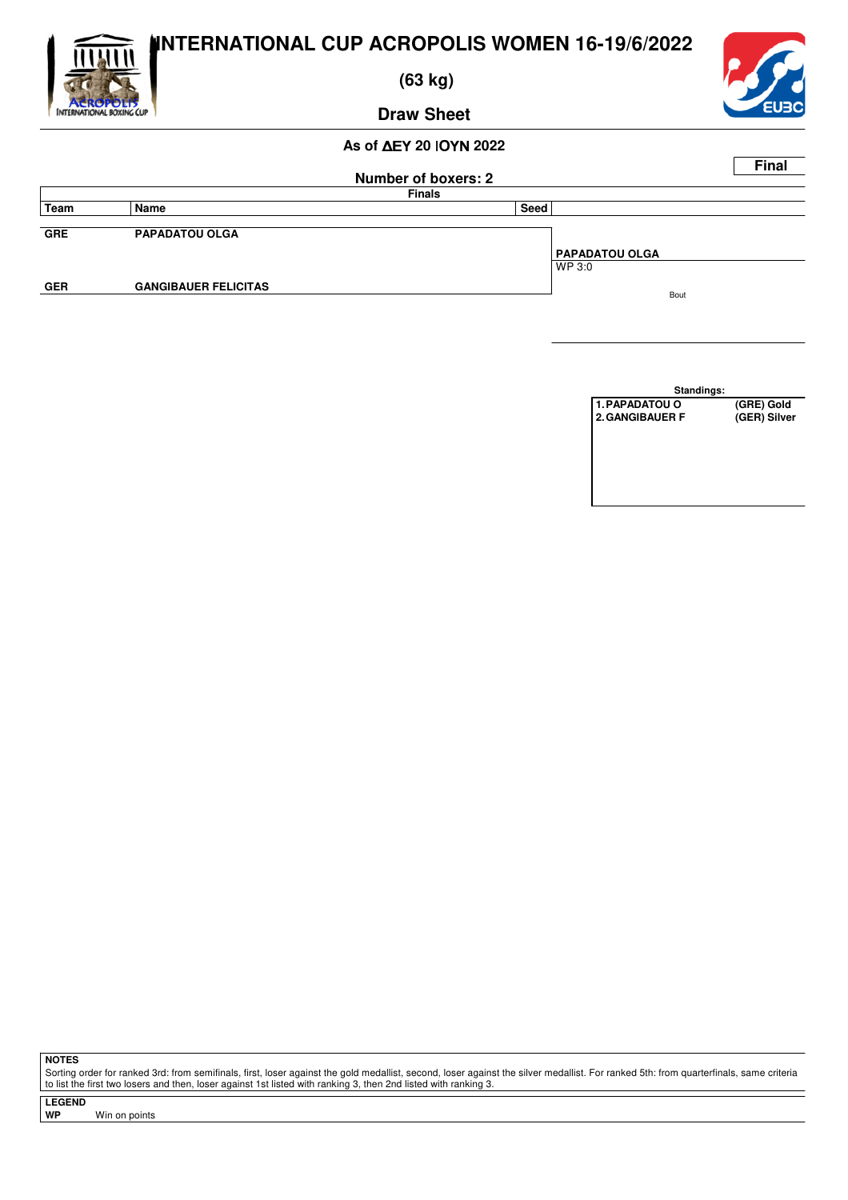# INTERNATIONAL CUP ACROPOLIS WOMEN 16-19/6/2022

## (63 kg)

## Draw Sheet

**As of ΔΕΥ 20 ΙΟΥΝ 2022**

**Final**

**Number of boxers: 2**

**Finals**

| Team | Name | Seed | |
|---|---|---|---|
| **GRE** | **PAPADATOU OLGA** | | |
| | | | **PAPADATOU OLGA** WP 3:0 |
| **GER** | **GANGIBAUER FELICITAS** | | Bout |

**Standings:**

| | |
|---|---|
| **1. PAPADATOU O** | **(GRE) Gold** |
| **2. GANGIBAUER F** | **(GER) Silver** |

**NOTES**

Sorting order for ranked 3rd: from semifinals, first, loser against the gold medallist, second, loser against the silver medallist. For ranked 5th: from quarterfinals, same criteria to list the first two losers and then, loser against 1st listed with ranking 3, then 2nd listed with ranking 3.

**LEGEND**

**WP** Win on points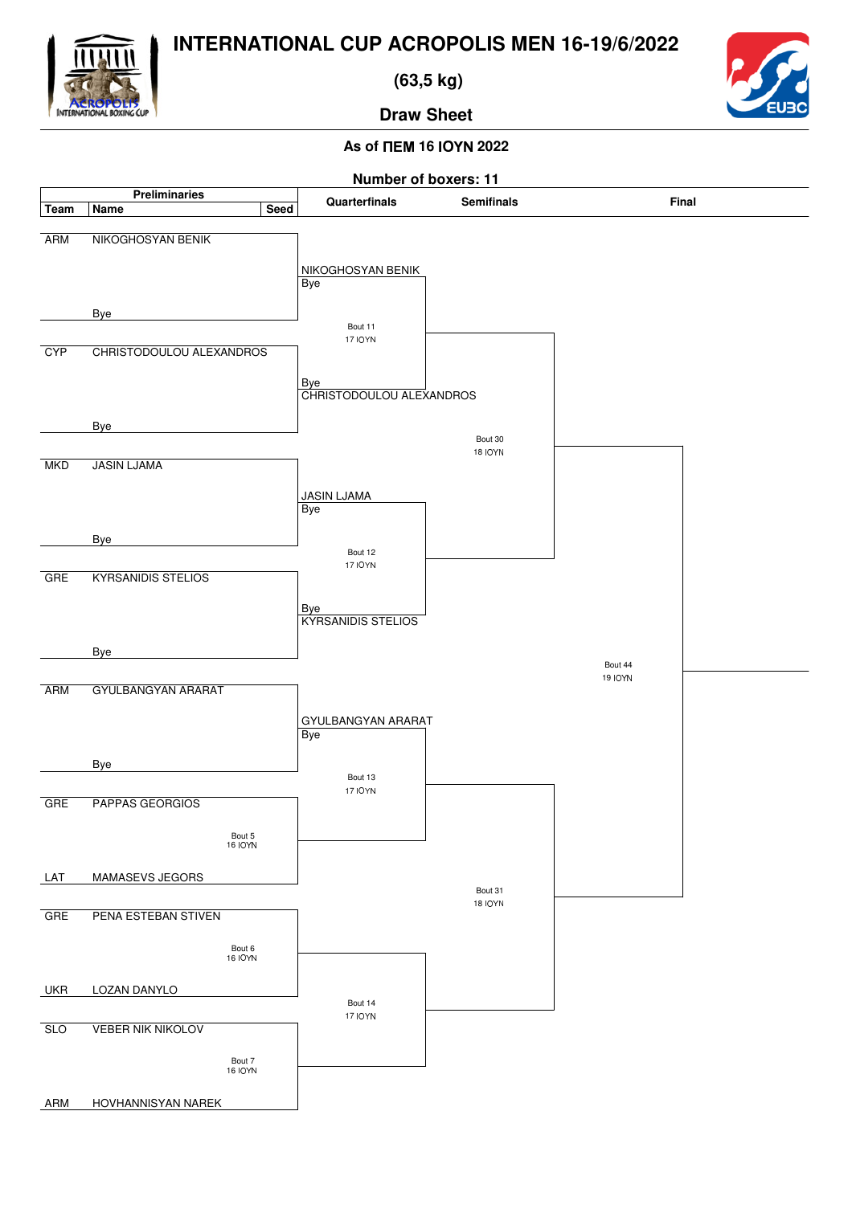# INTERNATIONAL CUP ACROPOLIS MEN 16-19/6/2022

## (63,5 kg)

### Draw Sheet

**As of ΠΕΜ 16 ΙΟΥΝ 2022**

**Number of boxers: 11**

| Team | Name | Seed | Quarterfinals | Semifinals | Final |
|---|---|---|---|---|---|
| ARM | NIKOGHOSYAN BENIK | | NIKOGHOSYAN BENIK / Bye | | |
| | Bye | | | Bout 11 17 ΙΟΥΝ | |
| CYP | CHRISTODOULOU ALEXANDROS | | Bye / CHRISTODOULOU ALEXANDROS | | |
| | Bye | | | | Bout 30 18 ΙΟΥΝ |
| MKD | JASIN LJAMA | | JASIN LJAMA / Bye | | |
| | Bye | | | Bout 12 17 ΙΟΥΝ | |
| GRE | KYRSANIDIS STELIOS | | Bye / KYRSANIDIS STELIOS | | |
| | Bye | | | | Bout 44 19 ΙΟΥΝ |
| ARM | GYULBANGYAN ARARAT | | GYULBANGYAN ARARAT / Bye | | |
| | Bye | | | Bout 13 17 ΙΟΥΝ | |
| GRE | PAPPAS GEORGIOS | Bout 5 16 ΙΟΥΝ | | | |
| LAT | MAMASEVS JEGORS | | | | Bout 31 18 ΙΟΥΝ |
| GRE | PENA ESTEBAN STIVEN | Bout 6 16 ΙΟΥΝ | | | |
| UKR | LOZAN DANYLO | | | Bout 14 17 ΙΟΥΝ | |
| SLO | VEBER NIK NIKOLOV | Bout 7 16 ΙΟΥΝ | | | |
| ARM | HOVHANNISYAN NAREK | | | | |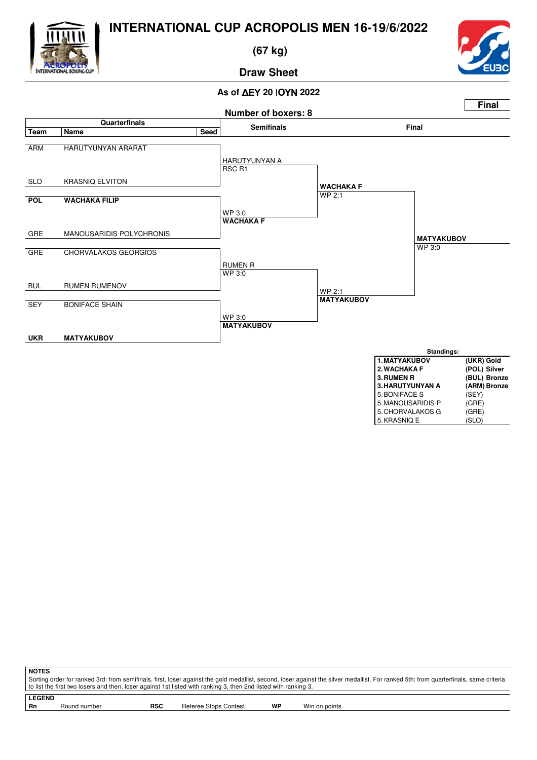# INTERNATIONAL CUP ACROPOLIS MEN 16-19/6/2022

## (67 kg)

## Draw Sheet

**As of ΔEY 20 IOYN 2022**

**Final**

**Number of boxers: 8**

| Team | Name | Seed | Semifinals | Final | |
|---|---|---|---|---|---|
| ARM | HARUTYUNYAN ARARAT | | HARUTYUNYAN A RSC R1 | | |
| SLO | KRASNIQ ELVITON | | | **WACHAKA F** WP 2:1 | |
| **POL** | **WACHAKA FILIP** | | WP 3:0 **WACHAKA F** | | |
| GRE | MANOUSARIDIS POLYCHRONIS | | | | **MATYAKUBOV** WP 3:0 |
| GRE | CHORVALAKOS GEORGIOS | | RUMEN R WP 3:0 | | |
| BUL | RUMEN RUMENOV | | | WP 2:1 **MATYAKUBOV** | |
| SEY | BONIFACE SHAIN | | WP 3:0 **MATYAKUBOV** | | |
| **UKR** | **MATYAKUBOV** | | | | |

**Standings:**

| | |
|---|---|
| **1. MATYAKUBOV** | **(UKR) Gold** |
| **2. WACHAKA F** | **(POL) Silver** |
| **3. RUMEN R** | **(BUL) Bronze** |
| **3. HARUTYUNYAN A** | **(ARM) Bronze** |
| 5. BONIFACE S | (SEY) |
| 5. MANOUSARIDIS P | (GRE) |
| 5. CHORVALAKOS G | (GRE) |
| 5. KRASNIQ E | (SLO) |

**NOTES**

Sorting order for ranked 3rd: from semifinals, first, loser against the gold medallist, second, loser against the silver medallist. For ranked 5th: from quarterfinals, same criteria to list the first two losers and then, loser against 1st listed with ranking 3, then 2nd listed with ranking 3.

**LEGEND**

| | | | | | |
|---|---|---|---|---|---|
| **Rn** | Round number | **RSC** | Referee Stops Contest | **WP** | Win on points |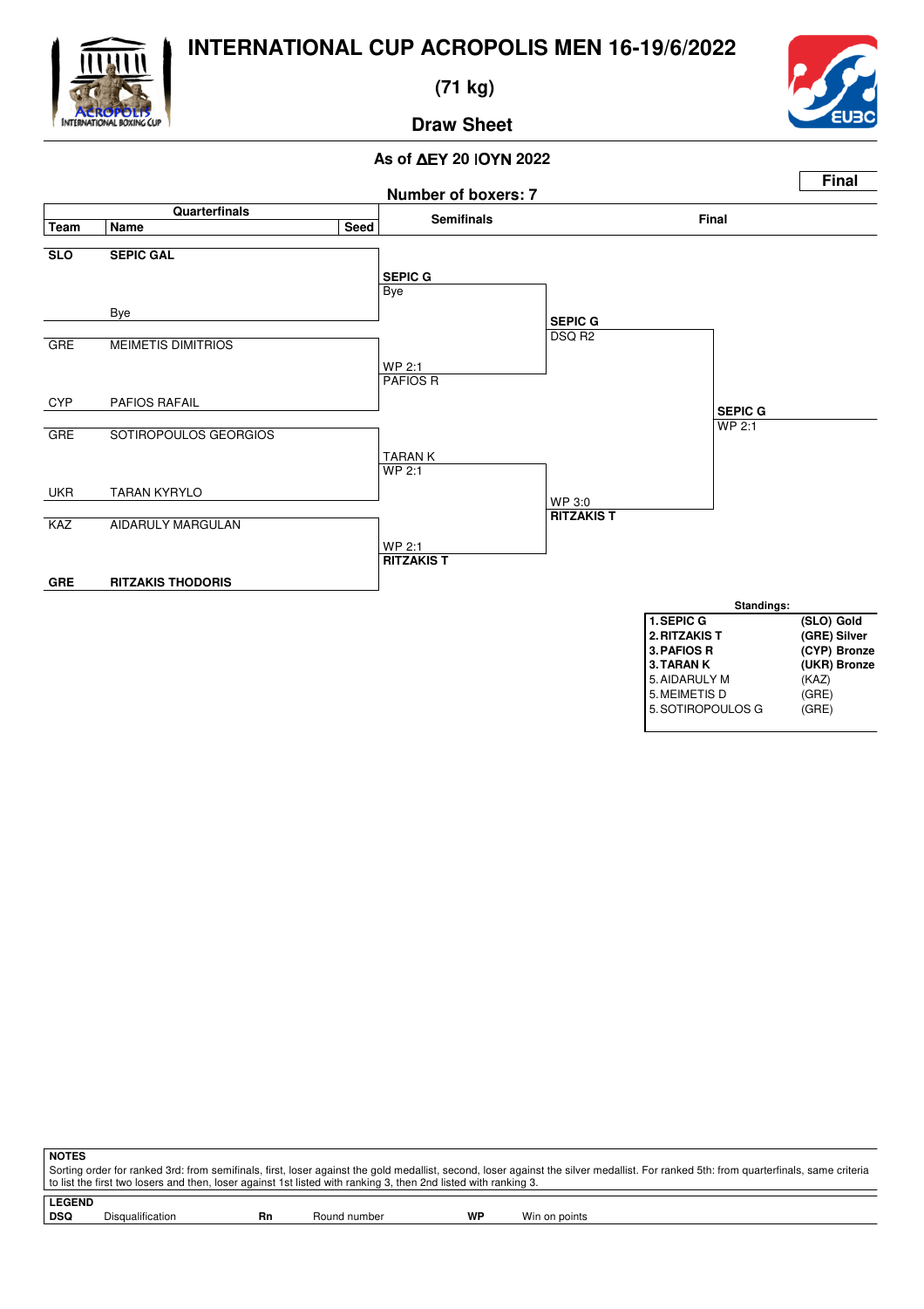# INTERNATIONAL CUP ACROPOLIS MEN 16-19/6/2022

**(71 kg)**

**Draw Sheet**

**As of ΔΕΥ 20 ΙΟΥΝ 2022**

**Final**

**Number of boxers: 7**

| Team | Name | Seed | Semifinals | Final | |
|---|---|---|---|---|---|
| **SLO** | **SEPIC GAL** | | **SEPIC G** Bye | **SEPIC G** DSQ R2 | **SEPIC G** WP 2:1 |
| | Bye | | | | |
| GRE | MEIMETIS DIMITRIOS | | WP 2:1 PAFIOS R | | |
| CYP | PAFIOS RAFAIL | | | | |
| GRE | SOTIROPOULOS GEORGIOS | | TARAN K WP 2:1 | WP 3:0 **RITZAKIS T** | |
| UKR | TARAN KYRYLO | | | | |
| KAZ | AIDARULY MARGULAN | | WP 2:1 **RITZAKIS T** | | |
| **GRE** | **RITZAKIS THODORIS** | | | | |

**Standings:**

| | |
|---|---|
| **1. SEPIC G** | **(SLO) Gold** |
| **2. RITZAKIS T** | **(GRE) Silver** |
| **3. PAFIOS R** | **(CYP) Bronze** |
| **3. TARAN K** | **(UKR) Bronze** |
| 5. AIDARULY M | (KAZ) |
| 5. MEIMETIS D | (GRE) |
| 5. SOTIROPOULOS G | (GRE) |

**NOTES**

Sorting order for ranked 3rd: from semifinals, first, loser against the gold medallist, second, loser against the silver medallist. For ranked 5th: from quarterfinals, same criteria to list the first two losers and then, loser against 1st listed with ranking 3, then 2nd listed with ranking 3.

**LEGEND**

| | | | | | |
|---|---|---|---|---|---|
| **DSQ** | Disqualification | **Rn** | Round number | **WP** | Win on points |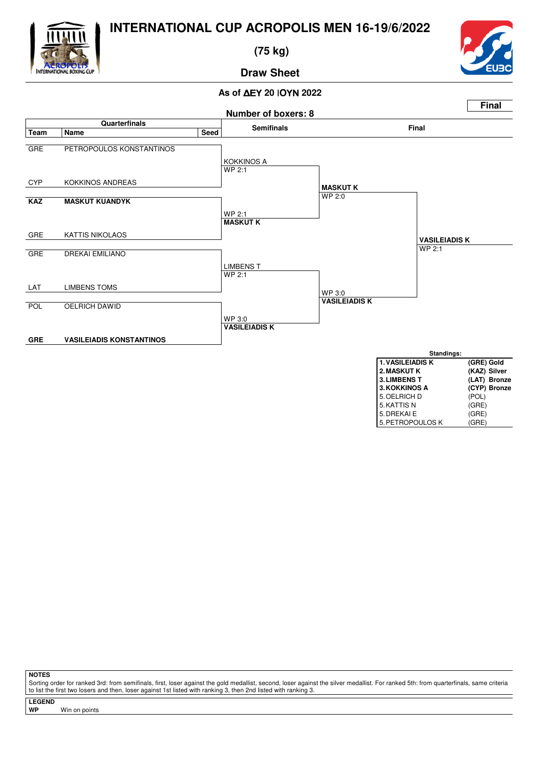# INTERNATIONAL CUP ACROPOLIS MEN 16-19/6/2022

**(75 kg)**

**Draw Sheet**

**As of ΔΕΥ 20 ΙΟΥΝ 2022**

**Number of boxers: 8**

**Final**

| Team | Name | Seed | Semifinals | Final | |
|---|---|---|---|---|---|
| GRE | PETROPOULOS KONSTANTINOS | | KOKKINOS A WP 2:1 | | |
| CYP | KOKKINOS ANDREAS | | | **MASKUT K** WP 2:0 | |
| **KAZ** | **MASKUT KUANDYK** | | WP 2:1 **MASKUT K** | | |
| GRE | KATTIS NIKOLAOS | | | | **VASILEIADIS K** WP 2:1 |
| GRE | DREKAI EMILIANO | | LIMBENS T WP 2:1 | | |
| LAT | LIMBENS TOMS | | | WP 3:0 **VASILEIADIS K** | |
| POL | OELRICH DAWID | | WP 3:0 **VASILEIADIS K** | | |
| **GRE** | **VASILEIADIS KONSTANTINOS** | | | | |

**Standings:**

| | |
|---|---|
| **1. VASILEIADIS K** | **(GRE) Gold** |
| **2. MASKUT K** | **(KAZ) Silver** |
| **3. LIMBENS T** | **(LAT) Bronze** |
| **3. KOKKINOS A** | **(CYP) Bronze** |
| 5. OELRICH D | (POL) |
| 5. KATTIS N | (GRE) |
| 5. DREKAI E | (GRE) |
| 5. PETROPOULOS K | (GRE) |

**NOTES**

Sorting order for ranked 3rd: from semifinals, first, loser against the gold medallist, second, loser against the silver medallist. For ranked 5th: from quarterfinals, same criteria to list the first two losers and then, loser against 1st listed with ranking 3, then 2nd listed with ranking 3.

**LEGEND**

**WP** Win on points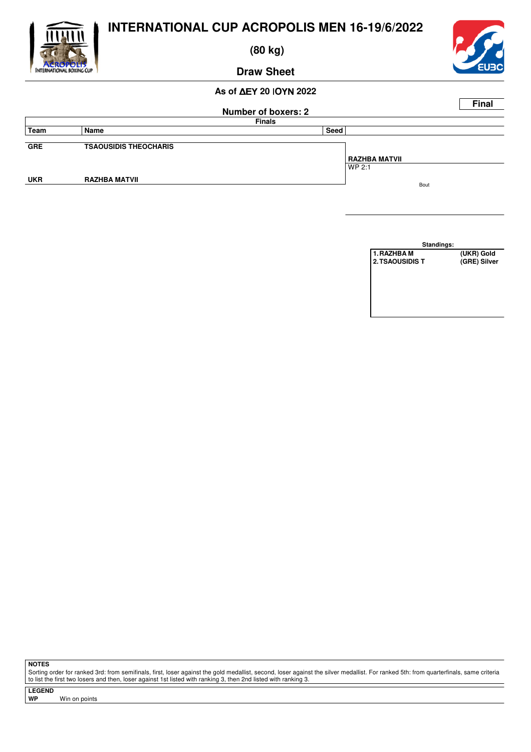# INTERNATIONAL CUP ACROPOLIS MEN 16-19/6/2022

## (80 kg)

## Draw Sheet

**As of ΔΕΥ 20 ΙΟΥΝ 2022**

**Final**

**Number of boxers: 2**

**Finals**

| Team | Name | Seed | |
|---|---|---|---|
| GRE | TSAOUSIDIS THEOCHARIS | | |
| | | | **RAZHBA MATVII** WP 2:1 |
| UKR | RAZHBA MATVII | | |

Bout

**Standings:**

| | |
|---|---|
| 1. RAZHBA M | (UKR) Gold |
| 2. TSAOUSIDIS T | (GRE) Silver |

**NOTES**

Sorting order for ranked 3rd: from semifinals, first, loser against the gold medallist, second, loser against the silver medallist. For ranked 5th: from quarterfinals, same criteria to list the first two losers and then, loser against 1st listed with ranking 3, then 2nd listed with ranking 3.

**LEGEND**

**WP** Win on points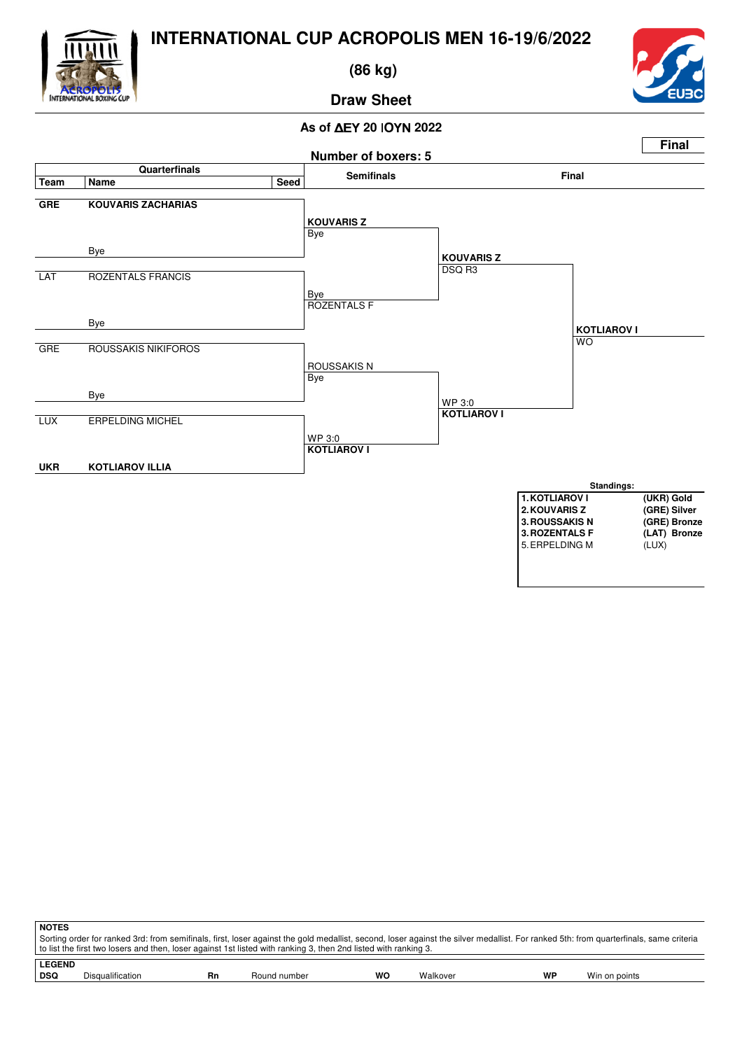# INTERNATIONAL CUP ACROPOLIS MEN 16-19/6/2022

## (86 kg)

## Draw Sheet

**As of ΔΕΥ 20 ΙΟΥΝ 2022**

**Number of boxers: 5**

**Final**

### Quarterfinals

| Team | Name | Seed |
|---|---|---|
| **GRE** | **KOUVARIS ZACHARIAS** | |
| | Bye | |
| LAT | ROZENTALS FRANCIS | |
| | Bye | |
| GRE | ROUSSAKIS NIKIFOROS | |
| | Bye | |
| LUX | ERPELDING MICHEL | |
| **UKR** | **KOTLIAROV ILLIA** | |

### Semifinals

- **KOUVARIS Z** — Bye
- Bye — ROZENTALS F
- ROUSSAKIS N — Bye
- WP 3:0 — **KOTLIAROV I**

### Final

- **KOUVARIS Z** — DSQ R3
- WP 3:0 — **KOTLIAROV I**

**KOTLIAROV I** — WO

### Standings:

| | |
|---|---|
| **1. KOTLIAROV I** | **(UKR) Gold** |
| **2. KOUVARIS Z** | **(GRE) Silver** |
| **3. ROUSSAKIS N** | **(GRE) Bronze** |
| **3. ROZENTALS F** | **(LAT) Bronze** |
| 5. ERPELDING M | (LUX) |

**NOTES**

Sorting order for ranked 3rd: from semifinals, first, loser against the gold medallist, second, loser against the silver medallist. For ranked 5th: from quarterfinals, same criteria to list the first two losers and then, loser against 1st listed with ranking 3, then 2nd listed with ranking 3.

**LEGEND**

| | | | | | | | |
|---|---|---|---|---|---|---|---|
| **DSQ** | Disqualification | **Rn** | Round number | **WO** | Walkover | **WP** | Win on points |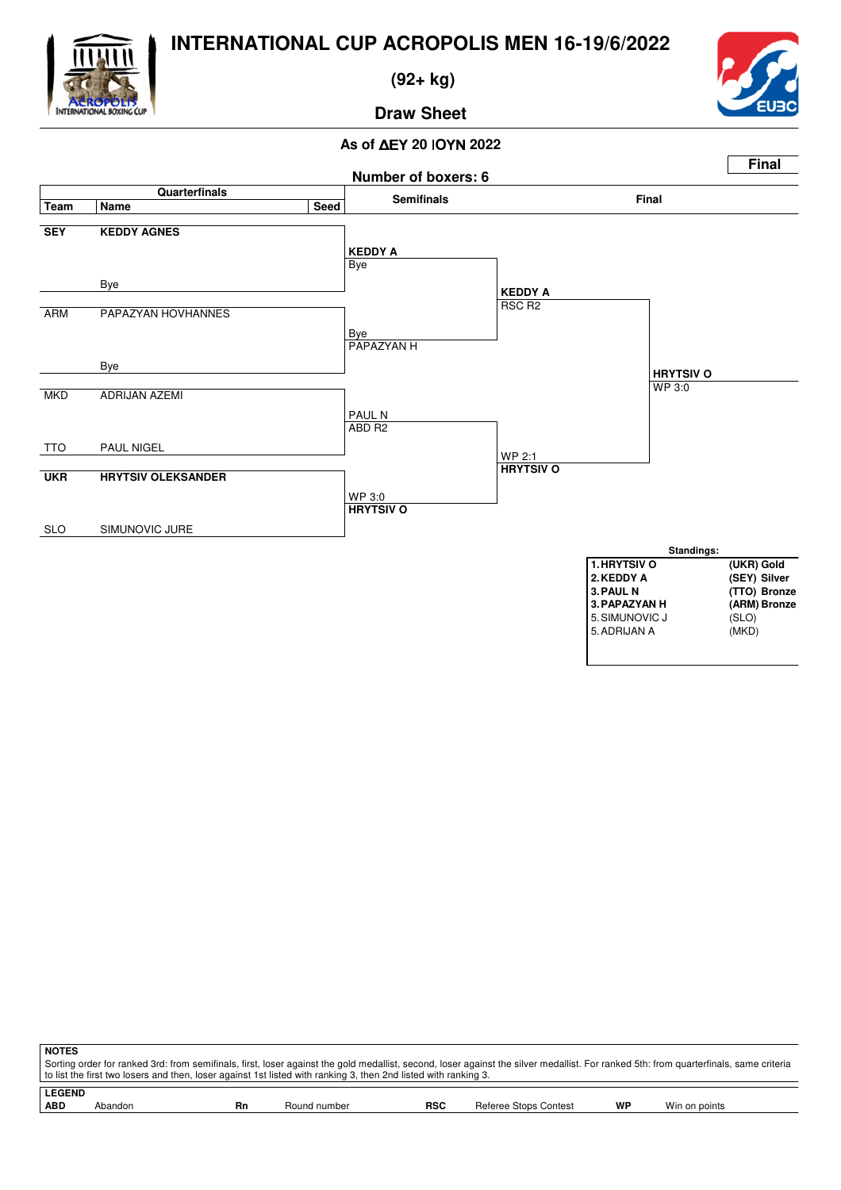# INTERNATIONAL CUP ACROPOLIS MEN 16-19/6/2022

## (92+ kg)

## Draw Sheet

**As of ΔΕΥ 20 ΙΟΥΝ 2022**

**Final**

**Number of boxers: 6**

### Quarterfinals

| Team | Name | Seed |
|---|---|---|
| **SEY** | **KEDDY AGNES** | |
| | Bye | |
| ARM | PAPAZYAN HOVHANNES | |
| | Bye | |
| MKD | ADRIJAN AZEMI | |
| TTO | PAUL NIGEL | |
| **UKR** | **HRYTSIV OLEKSANDER** | |
| SLO | SIMUNOVIC JURE | |

### Semifinals

| Winner | Result |
|---|---|
| **KEDDY A** | Bye |
| PAPAZYAN H | Bye |
| PAUL N | ABD R2 |
| **HRYTSIV O** | WP 3:0 |

### Final

| Winner | Result |
|---|---|
| **KEDDY A** | RSC R2 |
| **HRYTSIV O** | WP 2:1 |

**HRYTSIV O** — WP 3:0

### Standings:

| Rank | Name | Team / Medal |
|---|---|---|
| **1.** | **HRYTSIV O** | **(UKR) Gold** |
| **2.** | **KEDDY A** | **(SEY) Silver** |
| **3.** | **PAUL N** | **(TTO) Bronze** |
| **3.** | **PAPAZYAN H** | **(ARM) Bronze** |
| 5. | SIMUNOVIC J | (SLO) |
| 5. | ADRIJAN A | (MKD) |

**NOTES**

Sorting order for ranked 3rd: from semifinals, first, loser against the gold medallist, second, loser against the silver medallist. For ranked 5th: from quarterfinals, same criteria to list the first two losers and then, loser against 1st listed with ranking 3, then 2nd listed with ranking 3.

**LEGEND**

| | | | | | | | |
|---|---|---|---|---|---|---|---|
| **ABD** | Abandon | **Rn** | Round number | **RSC** | Referee Stops Contest | **WP** | Win on points |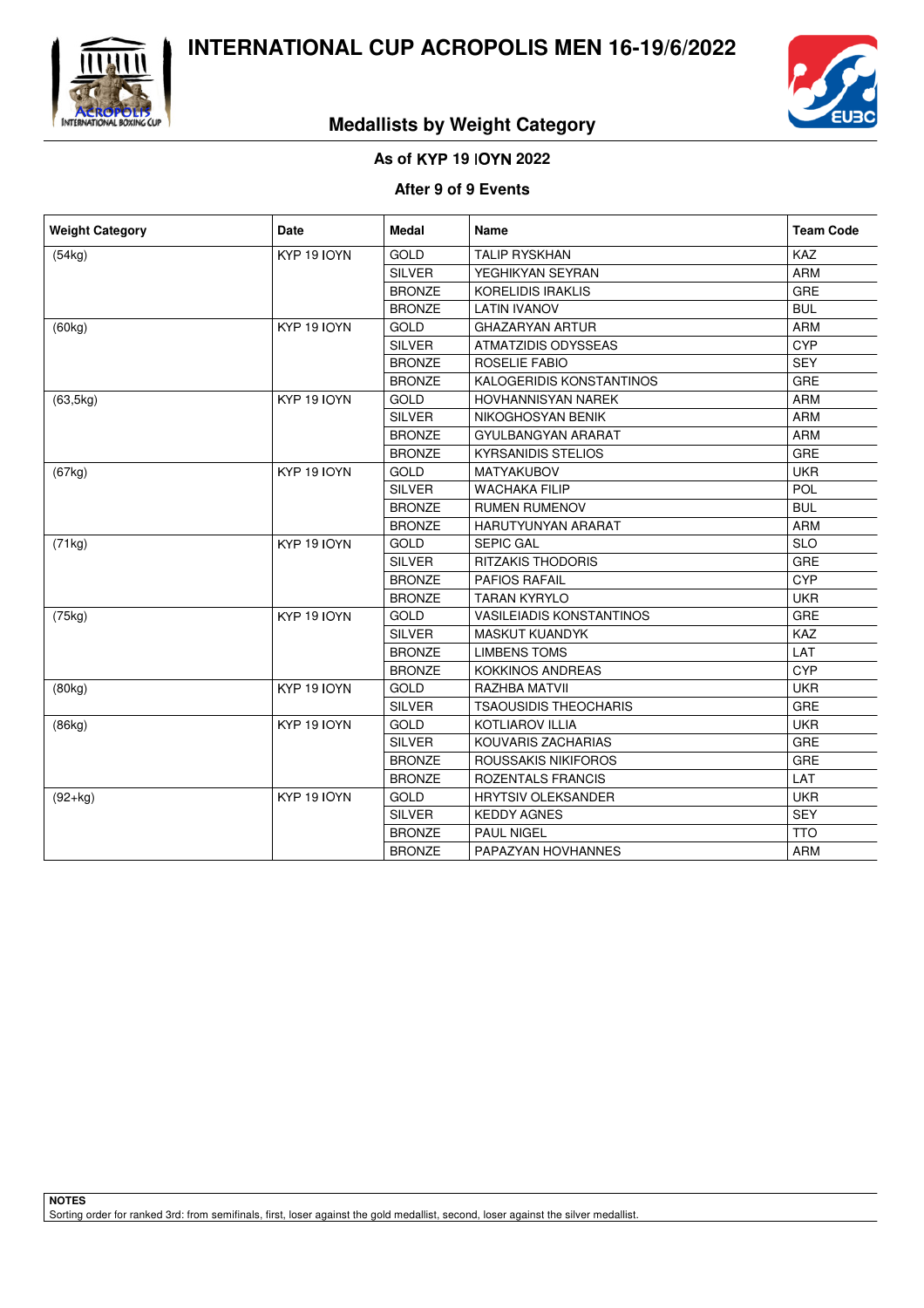# INTERNATIONAL CUP ACROPOLIS MEN 16-19/6/2022

## Medallists by Weight Category

**As of ΚΥΡ 19 ΙΟΥΝ 2022**

**After 9 of 9 Events**

| Weight Category | Date | Medal | Name | Team Code |
|---|---|---|---|---|
| (54kg) | ΚΥΡ 19 ΙΟΥΝ | GOLD | TALIP RYSKHAN | KAZ |
| | | SILVER | YEGHIKYAN SEYRAN | ARM |
| | | BRONZE | KORELIDIS IRAKLIS | GRE |
| | | BRONZE | LATIN IVANOV | BUL |
| (60kg) | ΚΥΡ 19 ΙΟΥΝ | GOLD | GHAZARYAN ARTUR | ARM |
| | | SILVER | ATMATZIDIS ODYSSEAS | CYP |
| | | BRONZE | ROSELIE FABIO | SEY |
| | | BRONZE | KALOGERIDIS KONSTANTINOS | GRE |
| (63,5kg) | ΚΥΡ 19 ΙΟΥΝ | GOLD | HOVHANNISYAN NAREK | ARM |
| | | SILVER | NIKOGHOSYAN BENIK | ARM |
| | | BRONZE | GYULBANGYAN ARARAT | ARM |
| | | BRONZE | KYRSANIDIS STELIOS | GRE |
| (67kg) | ΚΥΡ 19 ΙΟΥΝ | GOLD | MATYAKUBOV | UKR |
| | | SILVER | WACHAKA FILIP | POL |
| | | BRONZE | RUMEN RUMENOV | BUL |
| | | BRONZE | HARUTYUNYAN ARARAT | ARM |
| (71kg) | ΚΥΡ 19 ΙΟΥΝ | GOLD | SEPIC GAL | SLO |
| | | SILVER | RITZAKIS THODORIS | GRE |
| | | BRONZE | PAFIOS RAFAIL | CYP |
| | | BRONZE | TARAN KYRYLO | UKR |
| (75kg) | ΚΥΡ 19 ΙΟΥΝ | GOLD | VASILEIADIS KONSTANTINOS | GRE |
| | | SILVER | MASKUT KUANDYK | KAZ |
| | | BRONZE | LIMBENS TOMS | LAT |
| | | BRONZE | KOKKINOS ANDREAS | CYP |
| (80kg) | ΚΥΡ 19 ΙΟΥΝ | GOLD | RAZHBA MATVII | UKR |
| | | SILVER | TSAOUSIDIS THEOCHARIS | GRE |
| (86kg) | ΚΥΡ 19 ΙΟΥΝ | GOLD | KOTLIAROV ILLIA | UKR |
| | | SILVER | KOUVARIS ZACHARIAS | GRE |
| | | BRONZE | ROUSSAKIS NIKIFOROS | GRE |
| | | BRONZE | ROZENTALS FRANCIS | LAT |
| (92+kg) | ΚΥΡ 19 ΙΟΥΝ | GOLD | HRYTSIV OLEKSANDER | UKR |
| | | SILVER | KEDDY AGNES | SEY |
| | | BRONZE | PAUL NIGEL | TTO |
| | | BRONZE | PAPAZYAN HOVHANNES | ARM |

**NOTES**

Sorting order for ranked 3rd: from semifinals, first, loser against the gold medallist, second, loser against the silver medallist.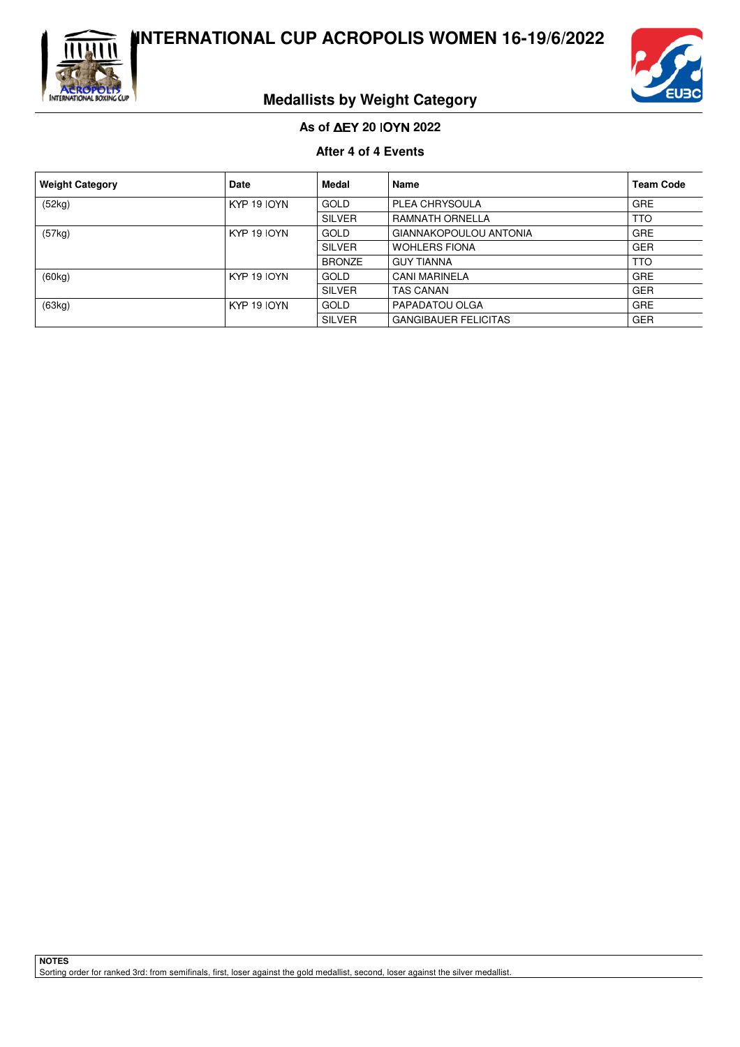# INTERNATIONAL CUP ACROPOLIS WOMEN 16-19/6/2022

## Medallists by Weight Category

**As of ΔΕΥ 20 ΙΟΥΝ 2022**

**After 4 of 4 Events**

| Weight Category | Date | Medal | Name | Team Code |
|---|---|---|---|---|
| (52kg) | ΚΥΡ 19 ΙΟΥΝ | GOLD | PLEA CHRYSOULA | GRE |
| | | SILVER | RAMNATH ORNELLA | TTO |
| (57kg) | ΚΥΡ 19 ΙΟΥΝ | GOLD | GIANNAKOPOULOU ANTONIA | GRE |
| | | SILVER | WOHLERS FIONA | GER |
| | | BRONZE | GUY TIANNA | TTO |
| (60kg) | ΚΥΡ 19 ΙΟΥΝ | GOLD | CANI MARINELA | GRE |
| | | SILVER | TAS CANAN | GER |
| (63kg) | ΚΥΡ 19 ΙΟΥΝ | GOLD | PAPADATOU OLGA | GRE |
| | | SILVER | GANGIBAUER FELICITAS | GER |

**NOTES**

Sorting order for ranked 3rd: from semifinals, first, loser against the gold medallist, second, loser against the silver medallist.